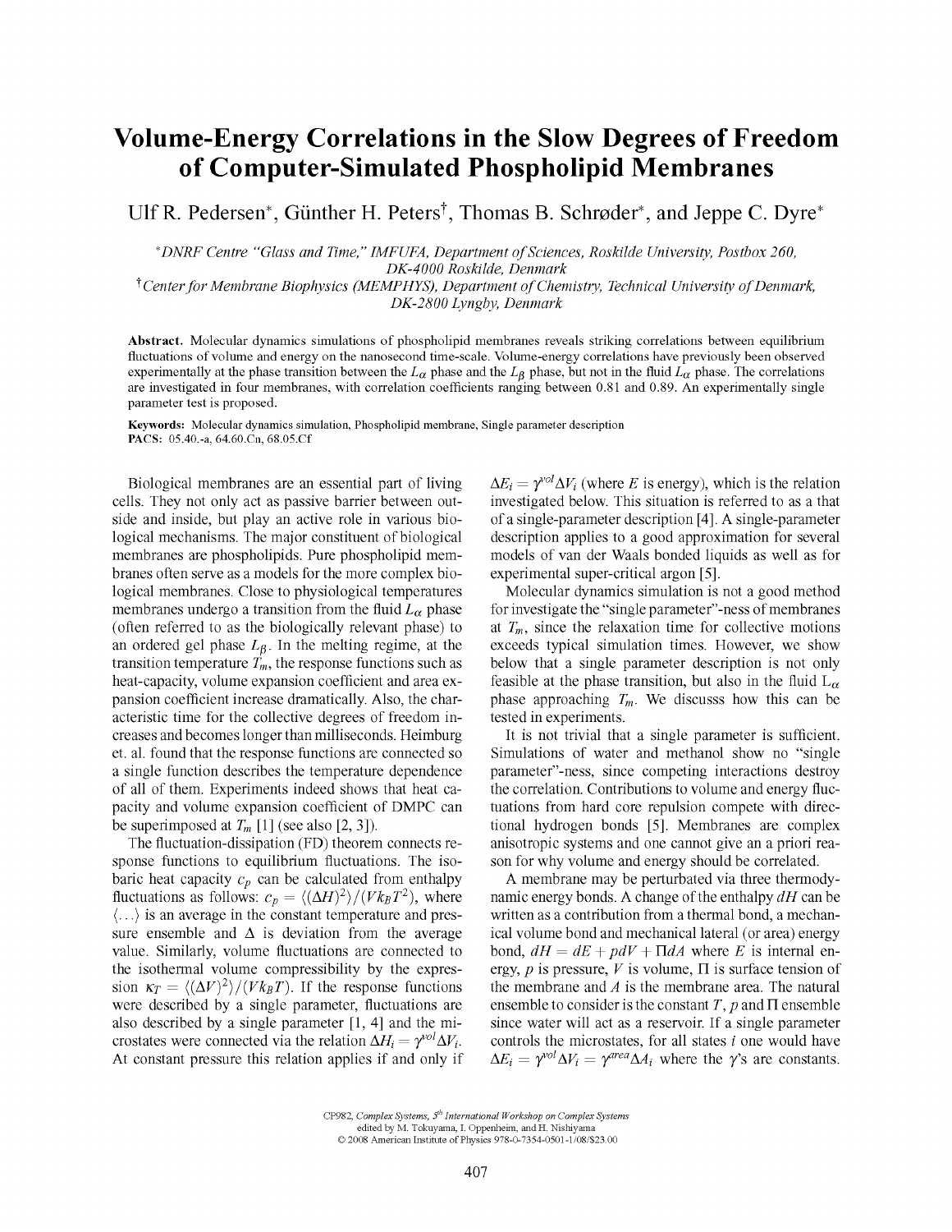# Volume-Energy Correlations in the Slow Degrees of Freedom of Computer-Simulated Phospholipid Membranes

Ulf R. Pedersen*, Günther H. Peters†, Thomas B. Schrøder*, and Jeppe C. Dyre*

*DNRF Centre "Glass and Time," IMFUFA, Department of Sciences, Roskilde University, Postbox 260, DK-4000 Roskilde, Denmark
†Center for Membrane Biophysics (MEMPHYS), Department of Chemistry, Technical University of Denmark, DK-2800 Lyngby, Denmark

**Abstract.** Molecular dynamics simulations of phospholipid membranes reveals striking correlations between equilibrium fluctuations of volume and energy on the nanosecond time-scale. Volume-energy correlations have previously been observed experimentally at the phase transition between the $L_\alpha$ phase and the $L_\beta$ phase, but not in the fluid $L_\alpha$ phase. The correlations are investigated in four membranes, with correlation coefficients ranging between 0.81 and 0.89. An experimentally single parameter test is proposed.

**Keywords:** Molecular dynamics simulation, Phospholipid membrane, Single parameter description
**PACS:** 05.40.-a, 64.60.Cn, 68.05.Cf

Biological membranes are an essential part of living cells. They not only act as passive barrier between outside and inside, but play an active role in various biological mechanisms. The major constituent of biological membranes are phospholipids. Pure phospholipid membranes often serve as a models for the more complex biological membranes. Close to physiological temperatures membranes undergo a transition from the fluid $L_\alpha$ phase (often referred to as the biologically relevant phase) to an ordered gel phase $L_\beta$. In the melting regime, at the transition temperature $T_m$, the response functions such as heat-capacity, volume expansion coefficient and area expansion coefficient increase dramatically. Also, the characteristic time for the collective degrees of freedom increases and becomes longer than milliseconds. Heimburg et. al. found that the response functions are connected so a single function describes the temperature dependence of all of them. Experiments indeed shows that heat capacity and volume expansion coefficient of DMPC can be superimposed at $T_m$ [1] (see also [2, 3]).

The fluctuation-dissipation (FD) theorem connects response functions to equilibrium fluctuations. The isobaric heat capacity $c_p$ can be calculated from enthalpy fluctuations as follows: $c_p = \langle(\Delta H)^2\rangle/(Vk_BT^2)$, where $\langle\ldots\rangle$ is an average in the constant temperature and pressure ensemble and $\Delta$ is deviation from the average value. Similarly, volume fluctuations are connected to the isothermal volume compressibility by the expression $\kappa_T = \langle(\Delta V)^2\rangle/(Vk_BT)$. If the response functions were described by a single parameter, fluctuations are also described by a single parameter [1, 4] and the microstates were connected via the relation $\Delta H_i = \gamma^{vol}\Delta V_i$. At constant pressure this relation applies if and only if $\Delta E_i = \gamma^{vol}\Delta V_i$ (where $E$ is energy), which is the relation investigated below. This situation is referred to as a that of a single-parameter description [4]. A single-parameter description applies to a good approximation for several models of van der Waals bonded liquids as well as for experimental super-critical argon [5].

Molecular dynamics simulation is not a good method for investigate the "single parameter"-ness of membranes at $T_m$, since the relaxation time for collective motions exceeds typical simulation times. However, we show below that a single parameter description is not only feasible at the phase transition, but also in the fluid $L_\alpha$ phase approaching $T_m$. We discusss how this can be tested in experiments.

It is not trivial that a single parameter is sufficient. Simulations of water and methanol show no "single parameter"-ness, since competing interactions destroy the correlation. Contributions to volume and energy fluctuations from hard core repulsion compete with directional hydrogen bonds [5]. Membranes are complex anisotropic systems and one cannot give an a priori reason for why volume and energy should be correlated.

A membrane may be perturbated via three thermodynamic energy bonds. A change of the enthalpy $dH$ can be written as a contribution from a thermal bond, a mechanical volume bond and mechanical lateral (or area) energy bond, $dH = dE + pdV + \Pi dA$ where $E$ is internal energy, $p$ is pressure, $V$ is volume, $\Pi$ is surface tension of the membrane and $A$ is the membrane area. The natural ensemble to consider is the constant $T$, $p$ and $\Pi$ ensemble since water will act as a reservoir. If a single parameter controls the microstates, for all states $i$ one would have $\Delta E_i = \gamma^{vol}\Delta V_i = \gamma^{area}\Delta A_i$ where the $\gamma$'s are constants.

CP982, *Complex Systems, 5th International Workshop on Complex Systems*
edited by M. Tokuyama, I. Oppenheim, and H. Nishiyama
© 2008 American Institute of Physics 978-0-7354-0501-1/08/$23.00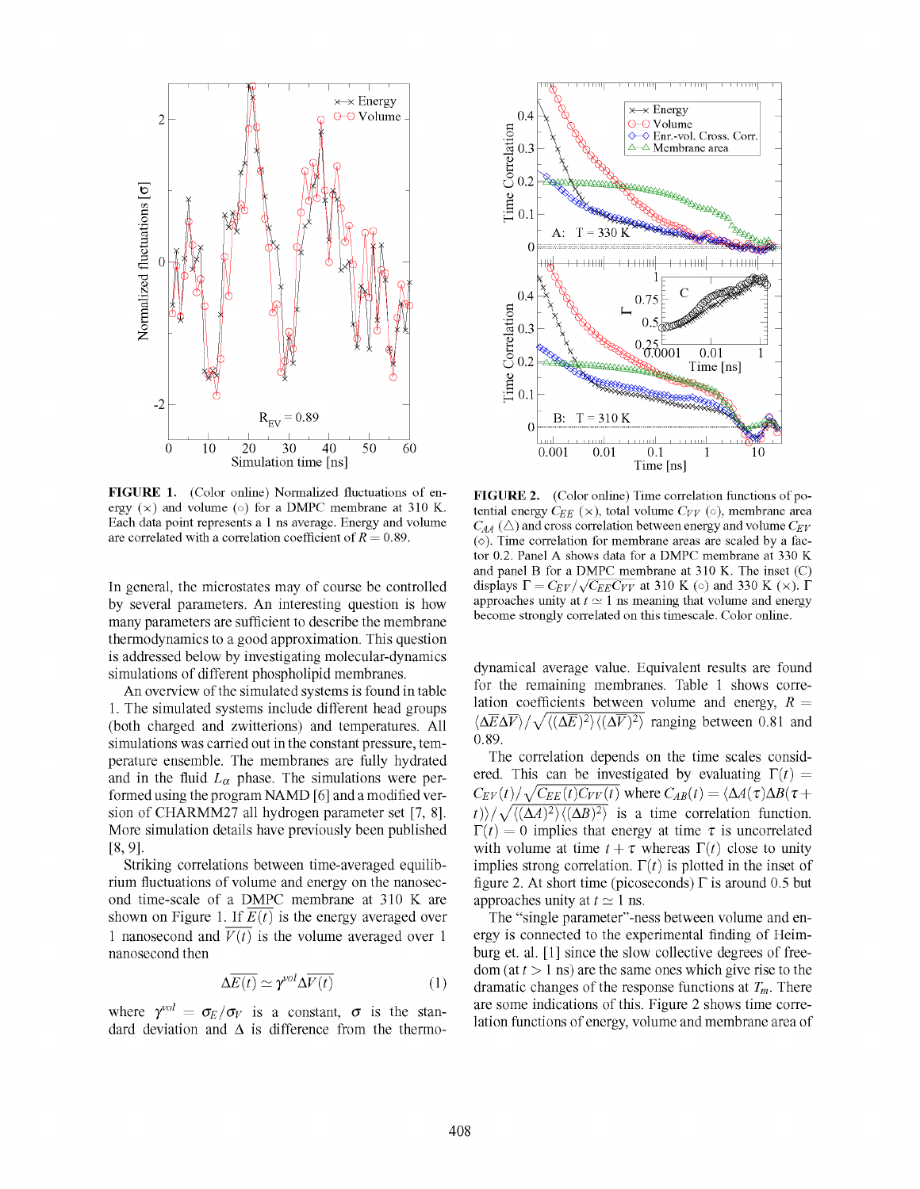**FIGURE 1.** (Color online) Normalized fluctuations of energy (×) and volume (○) for a DMPC membrane at 310 K. Each data point represents a 1 ns average. Energy and volume are correlated with a correlation coefficient of $R = 0.89$.

**FIGURE 2.** (Color online) Time correlation functions of potential energy $C_{EE}$ (×), total volume $C_{VV}$ (○), membrane area $C_{AA}$ (△) and cross correlation between energy and volume $C_{EV}$ (◇). Time correlation for membrane areas are scaled by a factor 0.2. Panel A shows data for a DMPC membrane at 330 K and panel B for a DMPC membrane at 310 K. The inset (C) displays $\Gamma = C_{EV}/\sqrt{C_{EE}C_{VV}}$ at 310 K (○) and 330 K (×). $\Gamma$ approaches unity at $t \simeq 1$ ns meaning that volume and energy become strongly correlated on this timescale. Color online.

In general, the microstates may of course be controlled by several parameters. An interesting question is how many parameters are sufficient to describe the membrane thermodynamics to a good approximation. This question is addressed below by investigating molecular-dynamics simulations of different phospholipid membranes.

An overview of the simulated systems is found in table 1. The simulated systems include different head groups (both charged and zwitterions) and temperatures. All simulations was carried out in the constant pressure, temperature ensemble. The membranes are fully hydrated and in the fluid $L_\alpha$ phase. The simulations were performed using the program NAMD [6] and a modified version of CHARMM27 all hydrogen parameter set [7, 8]. More simulation details have previously been published [8, 9].

Striking correlations between time-averaged equilibrium fluctuations of volume and energy on the nanosecond time-scale of a DMPC membrane at 310 K are shown on Figure 1. If $\overline{E(t)}$ is the energy averaged over 1 nanosecond and $\overline{V(t)}$ is the volume averaged over 1 nanosecond then

$$\Delta\overline{E(t)} \simeq \gamma^{vol}\Delta\overline{V(t)} \tag{1}$$

where $\gamma^{vol} = \sigma_E/\sigma_V$ is a constant, $\sigma$ is the standard deviation and $\Delta$ is difference from the thermodynamical average value. Equivalent results are found for the remaining membranes. Table 1 shows correlation coefficients between volume and energy, $R = \langle\Delta\overline{E}\Delta\overline{V}\rangle/\sqrt{\langle(\Delta\overline{E})^2\rangle\langle(\Delta\overline{V})^2\rangle}$ ranging between 0.81 and 0.89.

The correlation depends on the time scales considered. This can be investigated by evaluating $\Gamma(t) = C_{EV}(t)/\sqrt{C_{EE}(t)C_{VV}(t)}$ where $C_{AB}(t) = \langle\Delta A(\tau)\Delta B(\tau+t)\rangle/\sqrt{\langle(\Delta A)^2\rangle\langle(\Delta B)^2\rangle}$ is a time correlation function. $\Gamma(t) = 0$ implies that energy at time $\tau$ is uncorrelated with volume at time $t+\tau$ whereas $\Gamma(t)$ close to unity implies strong correlation. $\Gamma(t)$ is plotted in the inset of figure 2. At short time (picoseconds) $\Gamma$ is around 0.5 but approaches unity at $t \simeq 1$ ns.

The "single parameter"-ness between volume and energy is connected to the experimental finding of Heimburg et. al. [1] since the slow collective degrees of freedom (at $t > 1$ ns) are the same ones which give rise to the dramatic changes of the response functions at $T_m$. There are some indications of this. Figure 2 shows time correlation functions of energy, volume and membrane area of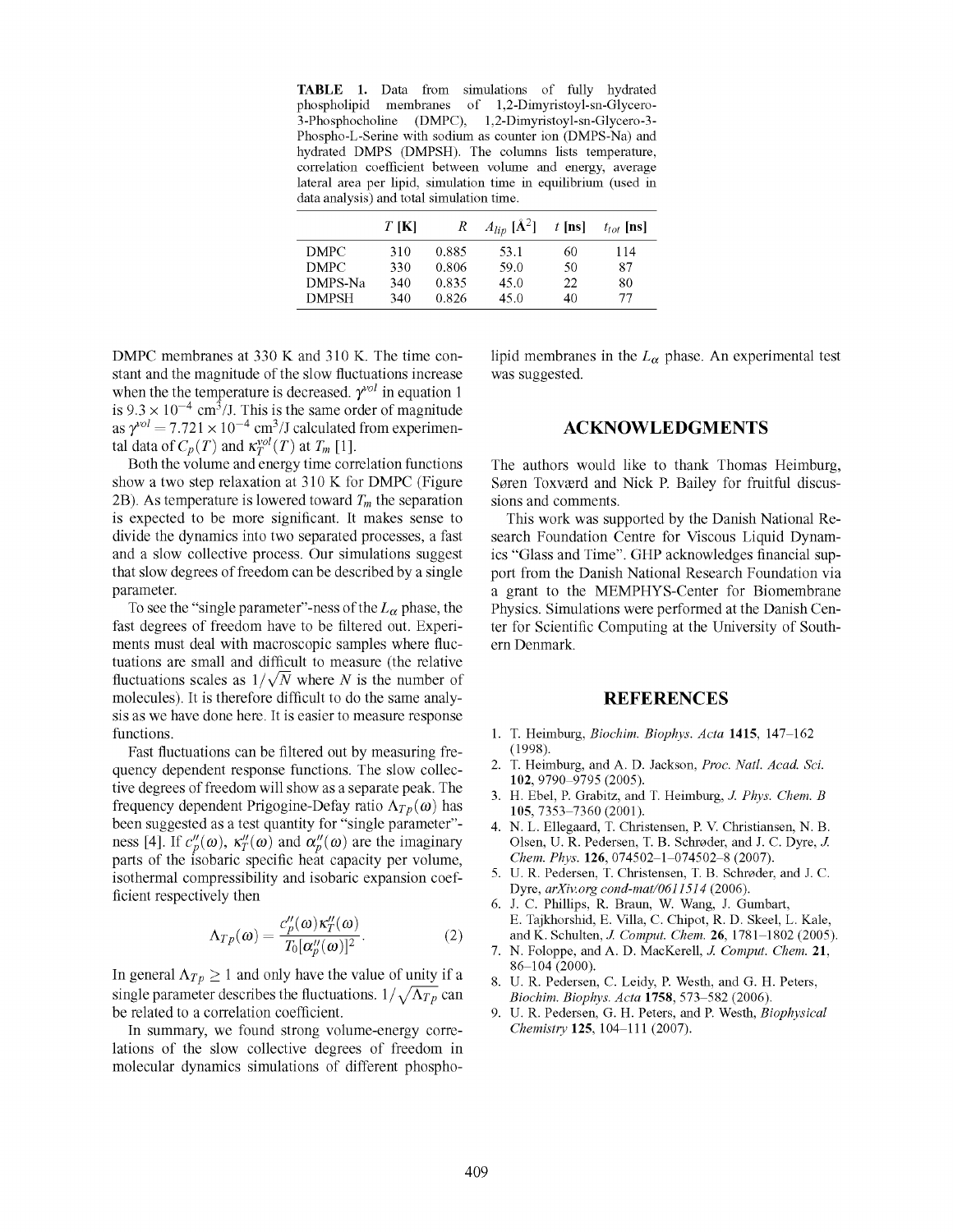**TABLE 1.** Data from simulations of fully hydrated phospholipid membranes of 1,2-Dimyristoyl-sn-Glycero-3-Phosphocholine (DMPC), 1,2-Dimyristoyl-sn-Glycero-3-Phospho-L-Serine with sodium as counter ion (DMPS-Na) and hydrated DMPS (DMPSH). The columns lists temperature, correlation coefficient between volume and energy, average lateral area per lipid, simulation time in equilibrium (used in data analysis) and total simulation time.

| | $T$ [K] | $R$ | $A_{lip}$ [Å$^2$] | $t$ [ns] | $t_{tot}$ [ns] |
|---|---|---|---|---|---|
| DMPC | 310 | 0.885 | 53.1 | 60 | 114 |
| DMPC | 330 | 0.806 | 59.0 | 50 | 87 |
| DMPS-Na | 340 | 0.835 | 45.0 | 22 | 80 |
| DMPSH | 340 | 0.826 | 45.0 | 40 | 77 |

DMPC membranes at 330 K and 310 K. The time constant and the magnitude of the slow fluctuations increase when the the temperature is decreased. $\gamma^{vol}$ in equation 1 is $9.3 \times 10^{-4}$ cm$^3$/J. This is the same order of magnitude as $\gamma^{vol} = 7.721 \times 10^{-4}$ cm$^3$/J calculated from experimental data of $C_p(T)$ and $\kappa_T^{vol}(T)$ at $T_m$ [1].

Both the volume and energy time correlation functions show a two step relaxation at 310 K for DMPC (Figure 2B). As temperature is lowered toward $T_m$ the separation is expected to be more significant. It makes sense to divide the dynamics into two separated processes, a fast and a slow collective process. Our simulations suggest that slow degrees of freedom can be described by a single parameter.

To see the "single parameter"-ness of the $L_\alpha$ phase, the fast degrees of freedom have to be filtered out. Experiments must deal with macroscopic samples where fluctuations are small and difficult to measure (the relative fluctuations scales as $1/\sqrt{N}$ where $N$ is the number of molecules). It is therefore difficult to do the same analysis as we have done here. It is easier to measure response functions.

Fast fluctuations can be filtered out by measuring frequency dependent response functions. The slow collective degrees of freedom will show as a separate peak. The frequency dependent Prigogine-Defay ratio $\Lambda_{Tp}(\omega)$ has been suggested as a test quantity for "single parameter"-ness [4]. If $c_p''(\omega)$, $\kappa_T''(\omega)$ and $\alpha_p''(\omega)$ are the imaginary parts of the isobaric specific heat capacity per volume, isothermal compressibility and isobaric expansion coefficient respectively then

$$\Lambda_{Tp}(\omega) = \frac{c_p''(\omega)\kappa_T''(\omega)}{T_0[\alpha_p''(\omega)]^2}. \quad (2)$$

In general $\Lambda_{Tp} \geq 1$ and only have the value of unity if a single parameter describes the fluctuations. $1/\sqrt{\Lambda_{Tp}}$ can be related to a correlation coefficient.

In summary, we found strong volume-energy correlations of the slow collective degrees of freedom in molecular dynamics simulations of different phospholipid membranes in the $L_\alpha$ phase. An experimental test was suggested.

## ACKNOWLEDGMENTS

The authors would like to thank Thomas Heimburg, Søren Toxværd and Nick P. Bailey for fruitful discussions and comments.

This work was supported by the Danish National Research Foundation Centre for Viscous Liquid Dynamics "Glass and Time". GHP acknowledges financial support from the Danish National Research Foundation via a grant to the MEMPHYS-Center for Biomembrane Physics. Simulations were performed at the Danish Center for Scientific Computing at the University of Southern Denmark.

## REFERENCES

1. T. Heimburg, *Biochim. Biophys. Acta* **1415**, 147–162 (1998).
2. T. Heimburg, and A. D. Jackson, *Proc. Natl. Acad. Sci.* **102**, 9790–9795 (2005).
3. H. Ebel, P. Grabitz, and T. Heimburg, *J. Phys. Chem. B* **105**, 7353–7360 (2001).
4. N. L. Ellegaard, T. Christensen, P. V. Christiansen, N. B. Olsen, U. R. Pedersen, T. B. Schrøder, and J. C. Dyre, *J. Chem. Phys.* **126**, 074502–1–074502–8 (2007).
5. U. R. Pedersen, T. Christensen, T. B. Schrøder, and J. C. Dyre, *arXiv.org cond-mat/0611514* (2006).
6. J. C. Phillips, R. Braun, W. Wang, J. Gumbart, E. Tajkhorshid, E. Villa, C. Chipot, R. D. Skeel, L. Kale, and K. Schulten, *J. Comput. Chem.* **26**, 1781–1802 (2005).
7. N. Foloppe, and A. D. MacKerell, *J. Comput. Chem.* **21**, 86–104 (2000).
8. U. R. Pedersen, C. Leidy, P. Westh, and G. H. Peters, *Biochim. Biophys. Acta* **1758**, 573–582 (2006).
9. U. R. Pedersen, G. H. Peters, and P. Westh, *Biophysical Chemistry* **125**, 104–111 (2007).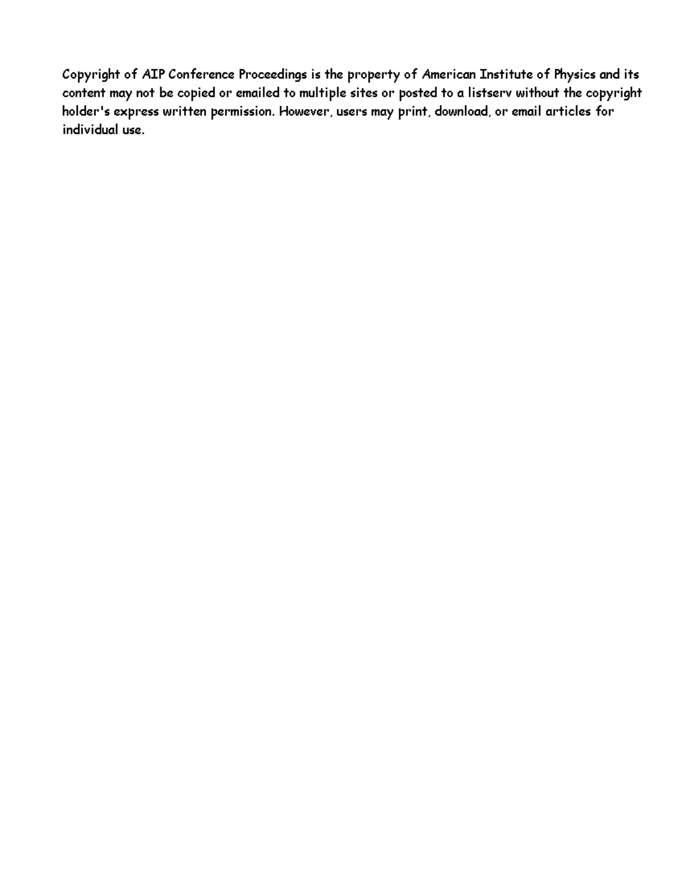Copyright of AIP Conference Proceedings is the property of American Institute of Physics and its content may not be copied or emailed to multiple sites or posted to a listserv without the copyright holder's express written permission. However, users may print, download, or email articles for individual use.